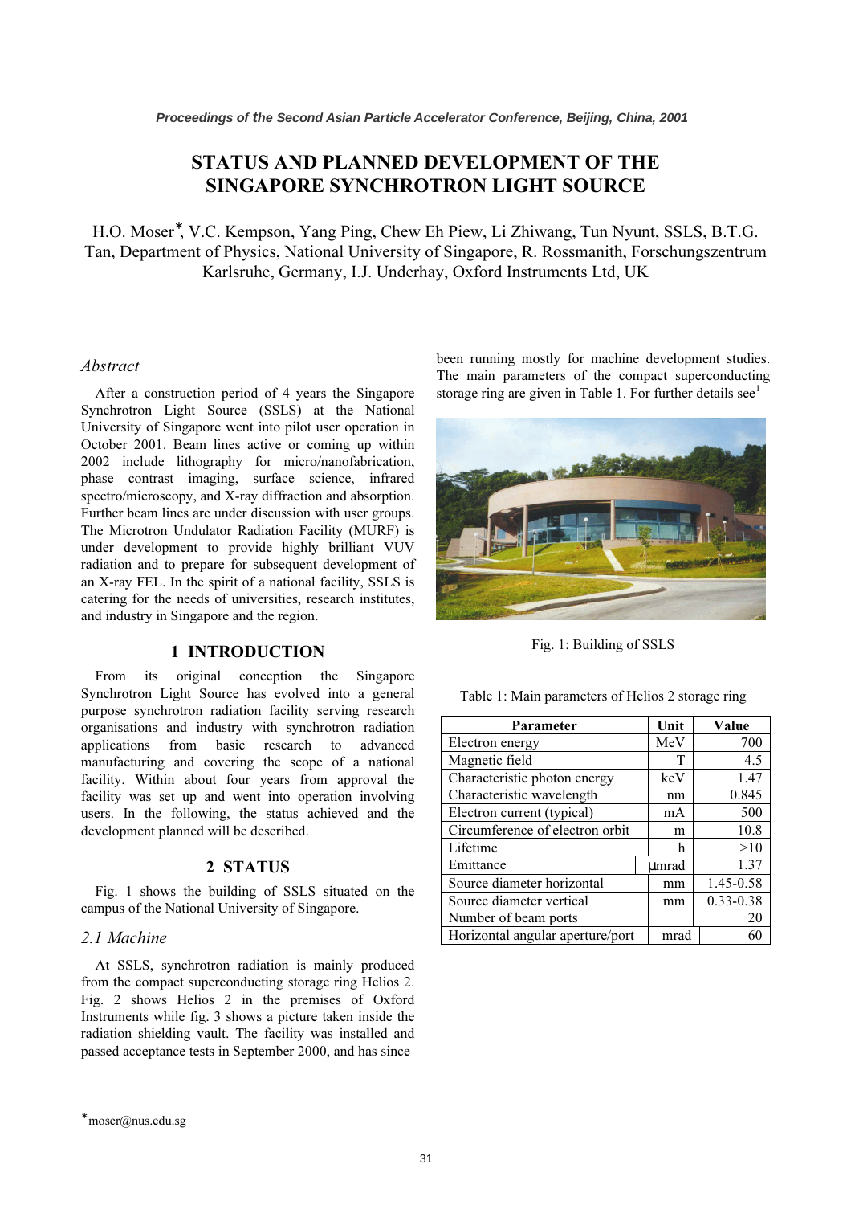# STATUS AND PLANNED DEVELOPMENT OF THE SINGAPORE SYNCHROTRON LIGHT SOURCE

H.O. Moser*, V.C. Kempson, Yang Ping, Chew Eh Piew, Li Zhiwang, Tun Nyunt, SSLS, B.T.G. Tan, Department of Physics, National University of Singapore, R. Rossmanith, Forschungszentrum Karlsruhe, Germany, I.J. Underhay, Oxford Instruments Ltd, UK

### *Abstract*

After a construction period of 4 years the Singapore Synchrotron Light Source (SSLS) at the National University of Singapore went into pilot user operation in October 2001. Beam lines active or coming up within 2002 include lithography for micro/nanofabrication, phase contrast imaging, surface science, infrared spectro/microscopy, and X-ray diffraction and absorption. Further beam lines are under discussion with user groups. The Microtron Undulator Radiation Facility (MURF) is under development to provide highly brilliant VUV radiation and to prepare for subsequent development of an X-ray FEL. In the spirit of a national facility, SSLS is catering for the needs of universities, research institutes, and industry in Singapore and the region.

## 1 INTRODUCTION

From its original conception the Singapore Synchrotron Light Source has evolved into a general purpose synchrotron radiation facility serving research organisations and industry with synchrotron radiation applications from basic research to advanced manufacturing and covering the scope of a national facility. Within about four years from approval the facility was set up and went into operation involving users. In the following, the status achieved and the development planned will be described.

## 2 STATUS

Fig. 1 shows the building of SSLS situated on the campus of the National University of Singapore.

### *2.1 Machine*

At SSLS, synchrotron radiation is mainly produced from the compact superconducting storage ring Helios 2. Fig. 2 shows Helios 2 in the premises of Oxford Instruments while fig. 3 shows a picture taken inside the radiation shielding vault. The facility was installed and passed acceptance tests in September 2000, and has since been running mostly for machine development studies. The main parameters of the compact superconducting storage ring are given in Table 1. For further details see[1]

Fig. 1: Building of SSLS

Table 1: Main parameters of Helios 2 storage ring

| Parameter | Unit | Value |
|---|---|---|
| Electron energy | MeV | 700 |
| Magnetic field | T | 4.5 |
| Characteristic photon energy | keV | 1.47 |
| Characteristic wavelength | nm | 0.845 |
| Electron current (typical) | mA | 500 |
| Circumference of electron orbit | m | 10.8 |
| Lifetime | h | >10 |
| Emittance | µmrad | 1.37 |
| Source diameter horizontal | mm | 1.45-0.58 |
| Source diameter vertical | mm | 0.33-0.38 |
| Number of beam ports | | 20 |
| Horizontal angular aperture/port | mrad | 60 |

*moser@nus.edu.sg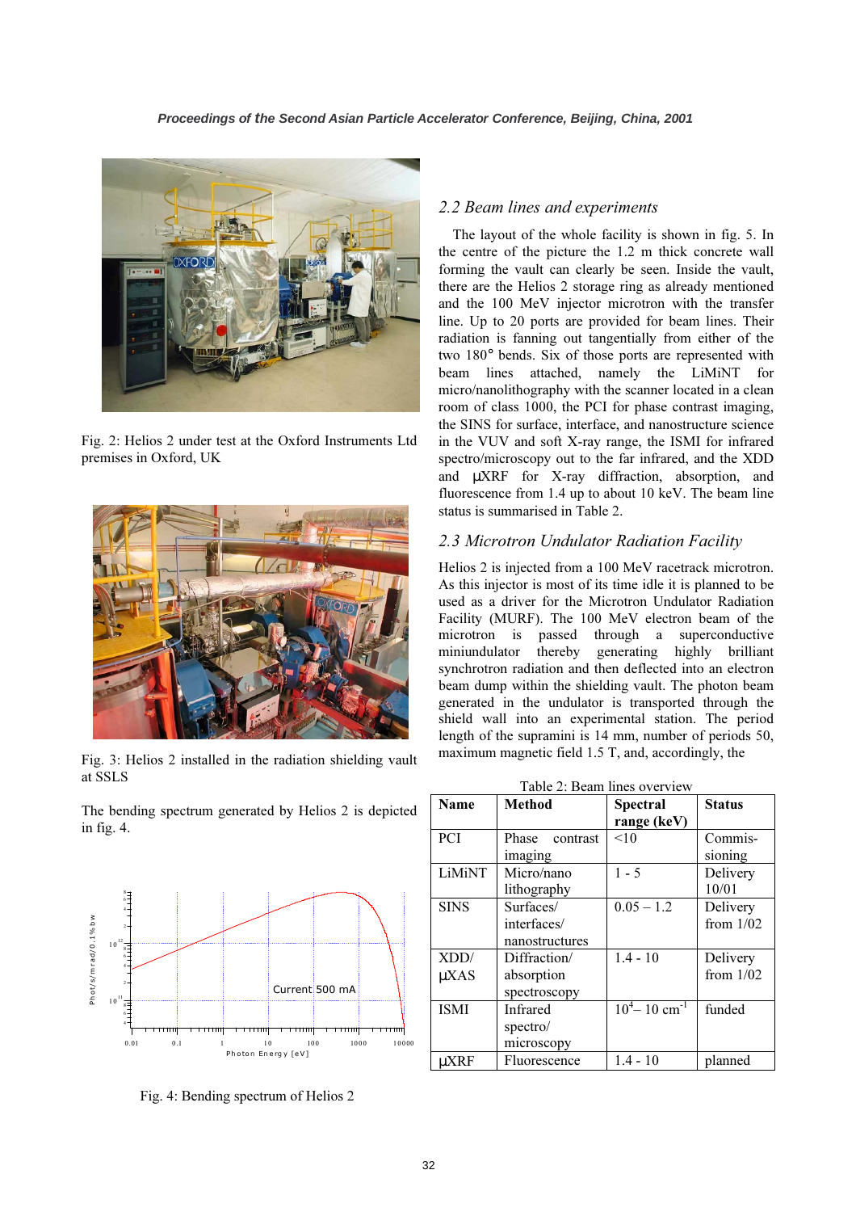Fig. 2: Helios 2 under test at the Oxford Instruments Ltd premises in Oxford, UK

Fig. 3: Helios 2 installed in the radiation shielding vault at SSLS

The bending spectrum generated by Helios 2 is depicted in fig. 4.

Fig. 4: Bending spectrum of Helios 2

### 2.2 Beam lines and experiments

The layout of the whole facility is shown in fig. 5. In the centre of the picture the 1.2 m thick concrete wall forming the vault can clearly be seen. Inside the vault, there are the Helios 2 storage ring as already mentioned and the 100 MeV injector microtron with the transfer line. Up to 20 ports are provided for beam lines. Their radiation is fanning out tangentially from either of the two 180° bends. Six of those ports are represented with beam lines attached, namely the LiMiNT for micro/nanolithography with the scanner located in a clean room of class 1000, the PCI for phase contrast imaging, the SINS for surface, interface, and nanostructure science in the VUV and soft X-ray range, the ISMI for infrared spectro/microscopy out to the far infrared, and the XDD and µXRF for X-ray diffraction, absorption, and fluorescence from 1.4 up to about 10 keV. The beam line status is summarised in Table 2.

### 2.3 Microtron Undulator Radiation Facility

Helios 2 is injected from a 100 MeV racetrack microtron. As this injector is most of its time idle it is planned to be used as a driver for the Microtron Undulator Radiation Facility (MURF). The 100 MeV electron beam of the microtron is passed through a superconductive miniundulator thereby generating highly brilliant synchrotron radiation and then deflected into an electron beam dump within the shielding vault. The photon beam generated in the undulator is transported through the shield wall into an experimental station. The period length of the supramini is 14 mm, number of periods 50, maximum magnetic field 1.5 T, and, accordingly, the

Table 2: Beam lines overview

| Name | Method | Spectral range (keV) | Status |
|---|---|---|---|
| PCI | Phase contrast imaging | <10 | Commis-sioning |
| LiMiNT | Micro/nano lithography | 1 - 5 | Delivery 10/01 |
| SINS | Surfaces/ interfaces/ nanostructures | 0.05 – 1.2 | Delivery from 1/02 |
| XDD/ µXAS | Diffraction/ absorption spectroscopy | 1.4 - 10 | Delivery from 1/02 |
| ISMI | Infrared spectro/ microscopy | $10^4$ – 10 $cm^{-1}$ | funded |
| µXRF | Fluorescence | 1.4 - 10 | planned |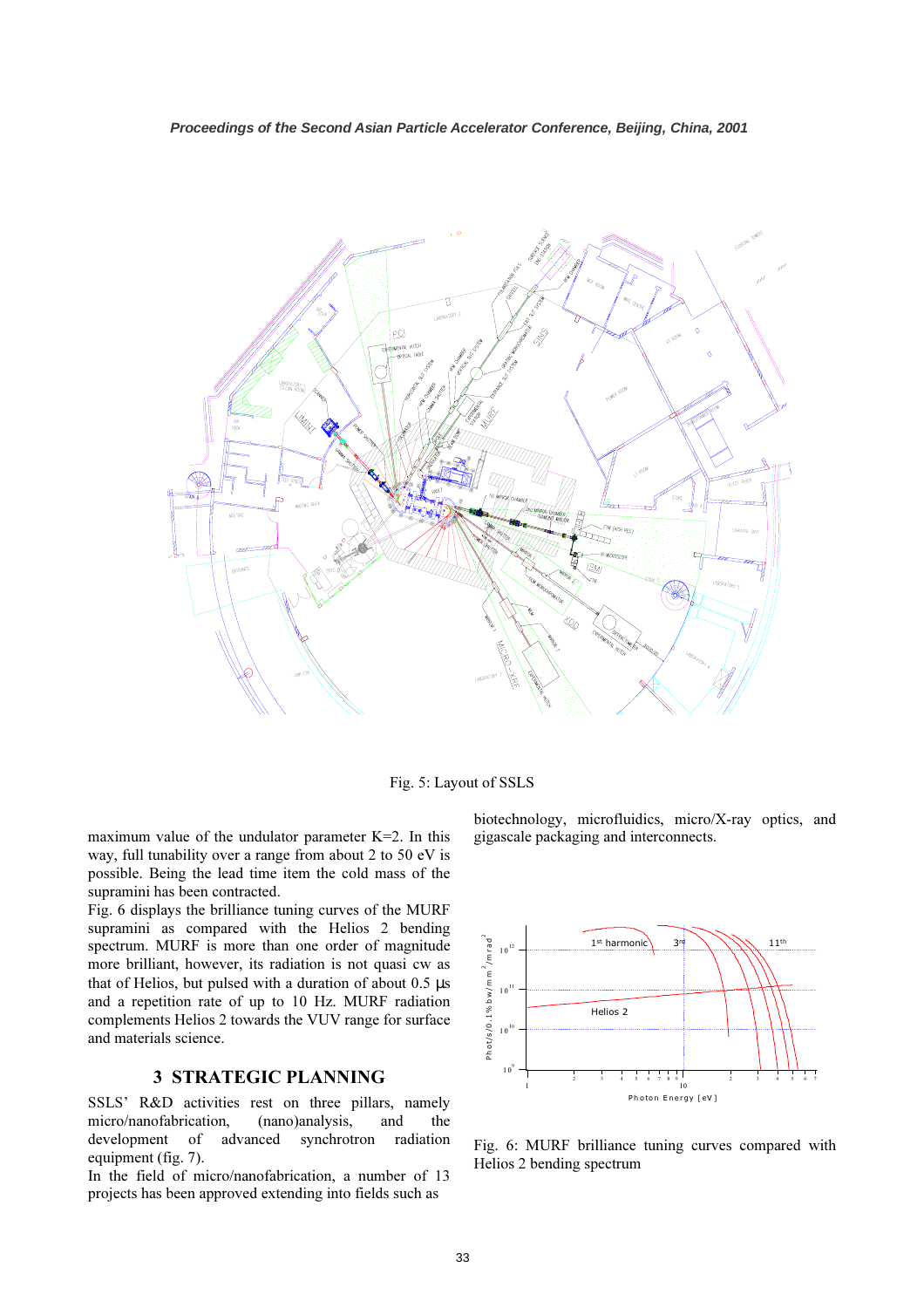Fig. 5: Layout of SSLS

maximum value of the undulator parameter K=2. In this way, full tunability over a range from about 2 to 50 eV is possible. Being the lead time item the cold mass of the supramini has been contracted.

Fig. 6 displays the brilliance tuning curves of the MURF supramini as compared with the Helios 2 bending spectrum. MURF is more than one order of magnitude more brilliant, however, its radiation is not quasi cw as that of Helios, but pulsed with a duration of about 0.5 µs and a repetition rate of up to 10 Hz. MURF radiation complements Helios 2 towards the VUV range for surface and materials science.

## 3 STRATEGIC PLANNING

SSLS' R&D activities rest on three pillars, namely micro/nanofabrication, (nano)analysis, and the development of advanced synchrotron radiation equipment (fig. 7).

In the field of micro/nanofabrication, a number of 13 projects has been approved extending into fields such as biotechnology, microfluidics, micro/X-ray optics, and gigascale packaging and interconnects.

Fig. 6: MURF brilliance tuning curves compared with Helios 2 bending spectrum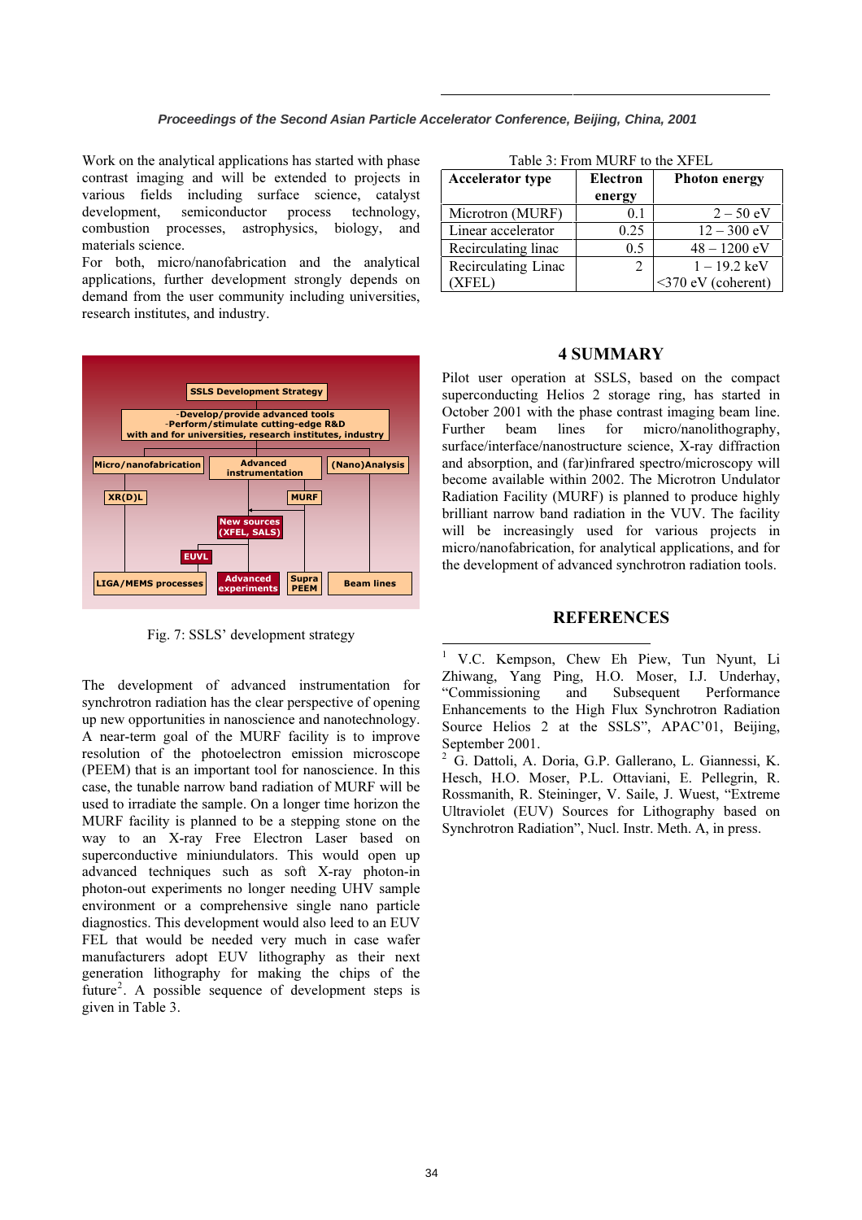Work on the analytical applications has started with phase contrast imaging and will be extended to projects in various fields including surface science, catalyst development, semiconductor process technology, combustion processes, astrophysics, biology, and materials science.

For both, micro/nanofabrication and the analytical applications, further development strongly depends on demand from the user community including universities, research institutes, and industry.

SSLS Development Strategy

-Develop/provide advanced tools
-Perform/stimulate cutting-edge R&D
with and for universities, research institutes, industry

Micro/nanofabrication

Advanced instrumentation

(Nano)Analysis

XR(D)L

MURF

New sources (XFEL, SALS)

EUVL

LIGA/MEMS processes

Advanced experiments

Supra PEEM

Beam lines

Fig. 7: SSLS' development strategy

The development of advanced instrumentation for synchrotron radiation has the clear perspective of opening up new opportunities in nanoscience and nanotechnology. A near-term goal of the MURF facility is to improve resolution of the photoelectron emission microscope (PEEM) that is an important tool for nanoscience. In this case, the tunable narrow band radiation of MURF will be used to irradiate the sample. On a longer time horizon the MURF facility is planned to be a stepping stone on the way to an X-ray Free Electron Laser based on superconductive miniundulators. This would open up advanced techniques such as soft X-ray photon-in photon-out experiments no longer needing UHV sample environment or a comprehensive single nano particle diagnostics. This development would also leed to an EUV FEL that would be needed very much in case wafer manufacturers adopt EUV lithography as their next generation lithography for making the chips of the future[2]. A possible sequence of development steps is given in Table 3.

Table 3: From MURF to the XFEL

| Accelerator type | Electron energy | Photon energy |
|---|---|---|
| Microtron (MURF) | 0.1 | 2 – 50 eV |
| Linear accelerator | 0.25 | 12 – 300 eV |
| Recirculating linac | 0.5 | 48 – 1200 eV |
| Recirculating Linac (XFEL) | 2 | 1 – 19.2 keV <370 eV (coherent) |

## 4 SUMMARY

Pilot user operation at SSLS, based on the compact superconducting Helios 2 storage ring, has started in October 2001 with the phase contrast imaging beam line. Further beam lines for micro/nanolithography, surface/interface/nanostructure science, X-ray diffraction and absorption, and (far)infrared spectro/microscopy will become available within 2002. The Microtron Undulator Radiation Facility (MURF) is planned to produce highly brilliant narrow band radiation in the VUV. The facility will be increasingly used for various projects in micro/nanofabrication, for analytical applications, and for the development of advanced synchrotron radiation tools.

## REFERENCES

[1] V.C. Kempson, Chew Eh Piew, Tun Nyunt, Li Zhiwang, Yang Ping, H.O. Moser, I.J. Underhay, "Commissioning and Subsequent Performance Enhancements to the High Flux Synchrotron Radiation Source Helios 2 at the SSLS", APAC'01, Beijing, September 2001.

[2] G. Dattoli, A. Doria, G.P. Gallerano, L. Giannessi, K. Hesch, H.O. Moser, P.L. Ottaviani, E. Pellegrin, R. Rossmanith, R. Steininger, V. Saile, J. Wuest, "Extreme Ultraviolet (EUV) Sources for Lithography based on Synchrotron Radiation", Nucl. Instr. Meth. A, in press.